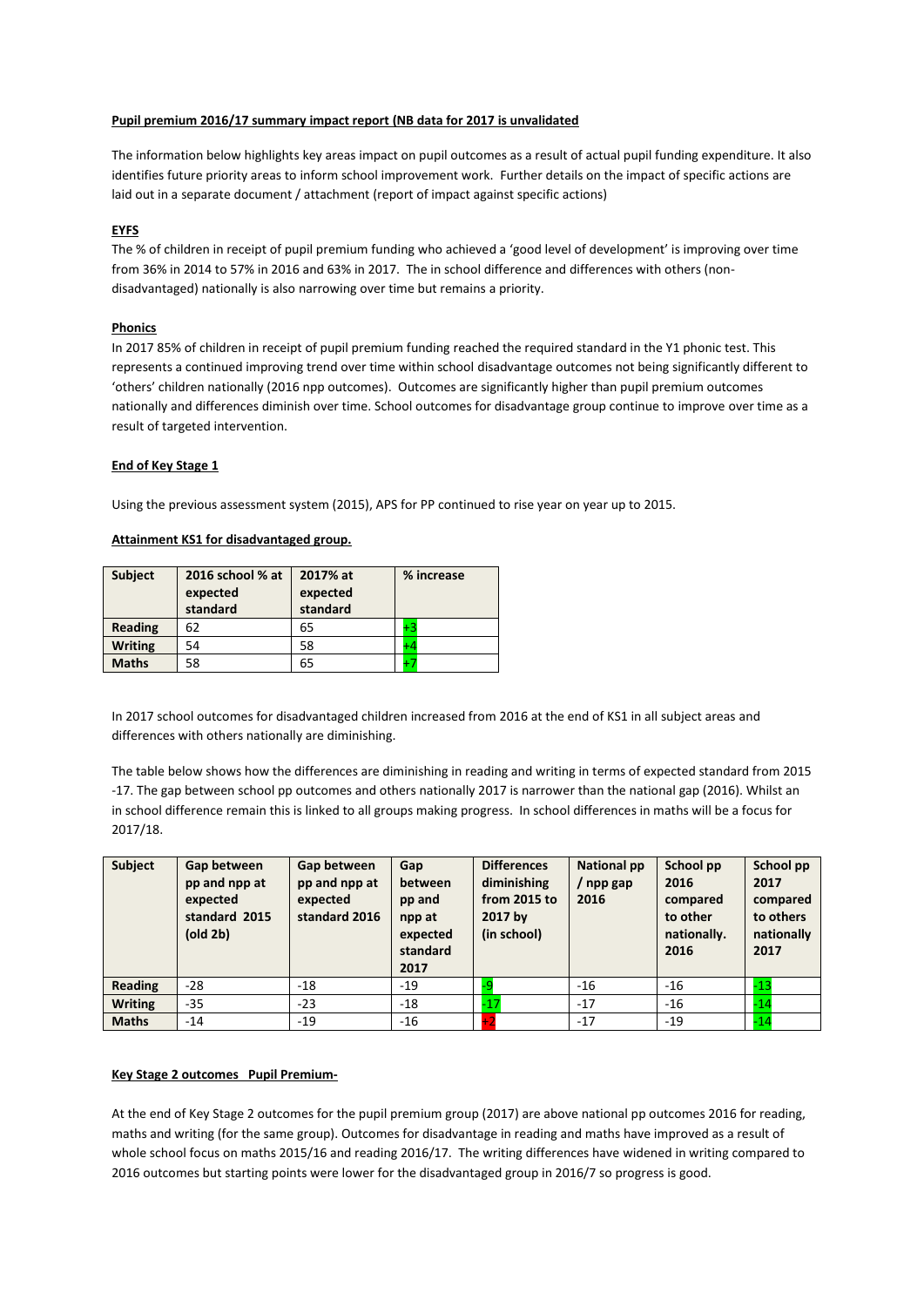**Pupil premium 2016/17 summary impact report (NB data for 2017 is unvalidated**

The information below highlights key areas impact on pupil outcomes as a result of actual pupil funding expenditure. It also identifies future priority areas to inform school improvement work. Further details on the impact of specific actions are laid out in a separate document / attachment (report of impact against specific actions)

**EYFS**

The % of children in receipt of pupil premium funding who achieved a 'good level of development' is improving over time from 36% in 2014 to 57% in 2016 and 63% in 2017. The in school difference and differences with others (non-disadvantaged) nationally is also narrowing over time but remains a priority.

**Phonics**

In 2017 85% of children in receipt of pupil premium funding reached the required standard in the Y1 phonic test. This represents a continued improving trend over time within school disadvantage outcomes not being significantly different to 'others' children nationally (2016 npp outcomes). Outcomes are significantly higher than pupil premium outcomes nationally and differences diminish over time. School outcomes for disadvantage group continue to improve over time as a result of targeted intervention.

**End of Key Stage 1**

Using the previous assessment system (2015), APS for PP continued to rise year on year up to 2015.

**Attainment KS1 for disadvantaged group.**

| Subject | 2016 school % at expected standard | 2017% at expected standard | % increase |
|---|---|---|---|
| **Reading** | 62 | 65 | +3 |
| **Writing** | 54 | 58 | +4 |
| **Maths** | 58 | 65 | +7 |

In 2017 school outcomes for disadvantaged children increased from 2016 at the end of KS1 in all subject areas and differences with others nationally are diminishing.

The table below shows how the differences are diminishing in reading and writing in terms of expected standard from 2015 -17. The gap between school pp outcomes and others nationally 2017 is narrower than the national gap (2016). Whilst an in school difference remain this is linked to all groups making progress. In school differences in maths will be a focus for 2017/18.

| Subject | Gap between pp and npp at expected standard 2015 (old 2b) | Gap between pp and npp at expected standard 2016 | Gap between pp and npp at expected standard 2017 | Differences diminishing from 2015 to 2017 by (in school) | National pp / npp gap 2016 | School pp 2016 compared to other nationally. 2016 | School pp 2017 compared to others nationally 2017 |
|---|---|---|---|---|---|---|---|
| **Reading** | -28 | -18 | -19 | -9 | -16 | -16 | -13 |
| **Writing** | -35 | -23 | -18 | -17 | -17 | -16 | -14 |
| **Maths** | -14 | -19 | -16 | +2 | -17 | -19 | -14 |

**Key Stage 2 outcomes Pupil Premium-**

At the end of Key Stage 2 outcomes for the pupil premium group (2017) are above national pp outcomes 2016 for reading, maths and writing (for the same group). Outcomes for disadvantage in reading and maths have improved as a result of whole school focus on maths 2015/16 and reading 2016/17. The writing differences have widened in writing compared to 2016 outcomes but starting points were lower for the disadvantaged group in 2016/7 so progress is good.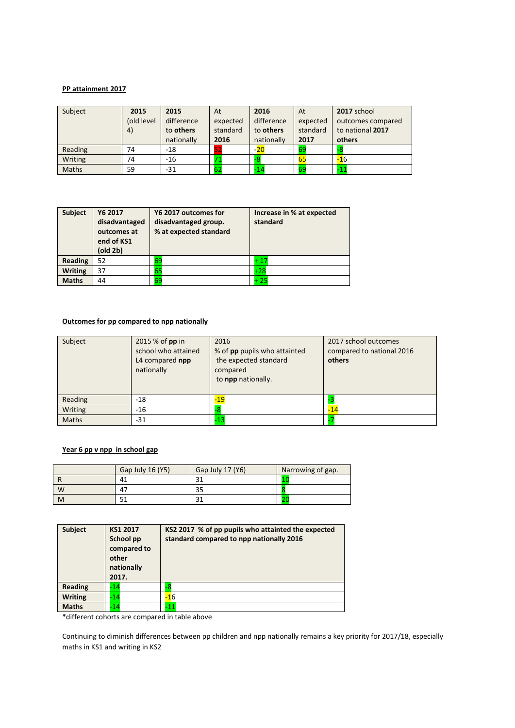**PP attainment 2017**

| Subject | **2015** (old level 4) | **2015** difference to **others** nationally | At expected standard **2016** | **2016** difference to **others** nationally | At expected standard **2017** | **2017** school outcomes compared to national **2017 others** |
|---|---|---|---|---|---|---|
| Reading | 74 | -18 | 52 | -20 | 69 | -8 |
| Writing | 74 | -16 | 71 | -8 | 65 | -16 |
| Maths | 59 | -31 | 62 | -14 | 69 | -11 |

| **Subject** | **Y6 2017 disadvantaged outcomes at end of KS1 (old 2b)** | **Y6 2017 outcomes for disadvantaged group. % at expected standard** | **Increase in % at expected standard** |
|---|---|---|---|
| **Reading** | 52 | 69 | + 17 |
| **Writing** | 37 | 65 | +28 |
| **Maths** | 44 | 69 | + 25 |

**Outcomes for pp compared to npp nationally**

| Subject | 2015 % of **pp** in school who attained L4 compared **npp** nationally | 2016 % of **pp** pupils who attainted the expected standard compared to **npp** nationally. | 2017 school outcomes compared to national 2016 **others** |
|---|---|---|---|
| Reading | -18 | -19 | -3 |
| Writing | -16 | -8 | -14 |
| Maths | -31 | -13 | -7 |

**Year 6 pp v npp in school gap**

| | Gap July 16 (Y5) | Gap July 17 (Y6) | Narrowing of gap. |
|---|---|---|---|
| R | 41 | 31 | 10 |
| W | 47 | 35 | 8 |
| M | 51 | 31 | 20 |

| **Subject** | **KS1 2017 School pp compared to other nationally 2017.** | **KS2 2017 % of pp pupils who attainted the expected standard compared to npp nationally 2016** |
|---|---|---|
| **Reading** | -14 | -8 |
| **Writing** | -14 | -16 |
| **Maths** | -14 | -11 |

*different cohorts are compared in table above

Continuing to diminish differences between pp children and npp nationally remains a key priority for 2017/18, especially maths in KS1 and writing in KS2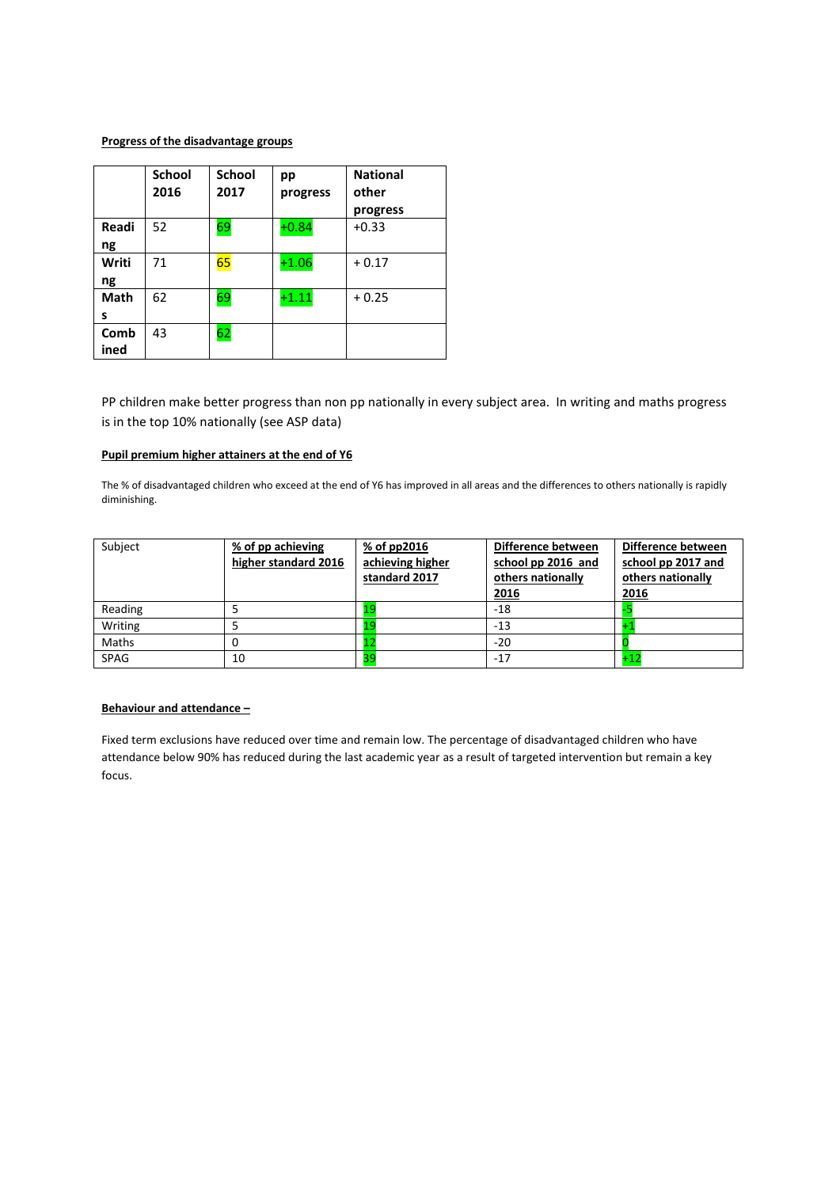**Progress of the disadvantage groups**

| | School 2016 | School 2017 | pp progress | National other progress |
|---|---|---|---|---|
| Reading | 52 | 69 | +0.84 | +0.33 |
| Writing | 71 | 65 | +1.06 | + 0.17 |
| Maths | 62 | 69 | +1.11 | + 0.25 |
| Combined | 43 | 62 | | |

PP children make better progress than non pp nationally in every subject area. In writing and maths progress is in the top 10% nationally (see ASP data)

**Pupil premium higher attainers at the end of Y6**

The % of disadvantaged children who exceed at the end of Y6 has improved in all areas and the differences to others nationally is rapidly diminishing.

| Subject | % of pp achieving higher standard 2016 | % of pp2016 achieving higher standard 2017 | Difference between school pp 2016 and others nationally 2016 | Difference between school pp 2017 and others nationally 2016 |
|---|---|---|---|---|
| Reading | 5 | 19 | -18 | -5 |
| Writing | 5 | 19 | -13 | +1 |
| Maths | 0 | 12 | -20 | 0 |
| SPAG | 10 | 39 | -17 | +12 |

**Behaviour and attendance –**

Fixed term exclusions have reduced over time and remain low. The percentage of disadvantaged children who have attendance below 90% has reduced during the last academic year as a result of targeted intervention but remain a key focus.